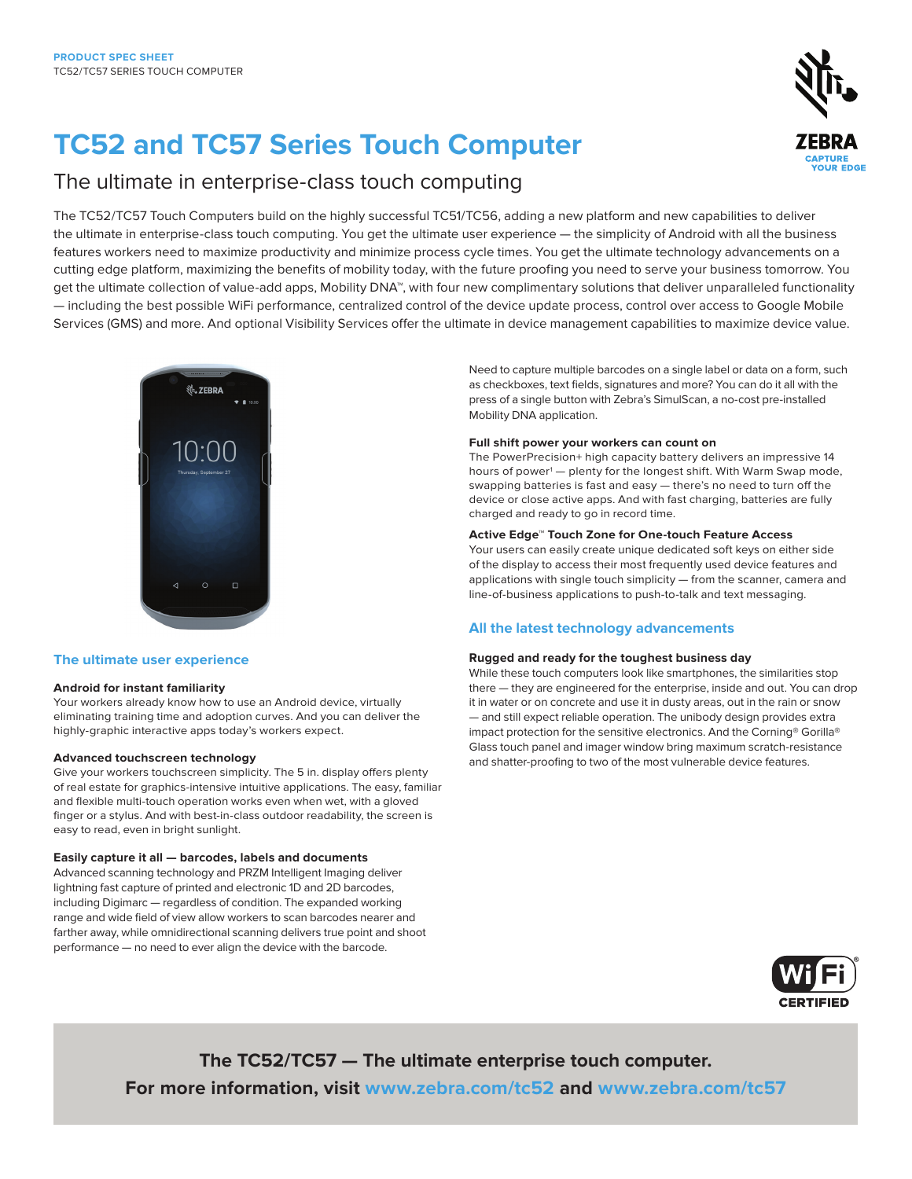PRODUCT SPEC SHEET
TC52/TC57 SERIES TOUCH COMPUTER

# TC52 and TC57 Series Touch Computer

## The ultimate in enterprise-class touch computing

The TC52/TC57 Touch Computers build on the highly successful TC51/TC56, adding a new platform and new capabilities to deliver the ultimate in enterprise-class touch computing. You get the ultimate user experience — the simplicity of Android with all the business features workers need to maximize productivity and minimize process cycle times. You get the ultimate technology advancements on a cutting edge platform, maximizing the benefits of mobility today, with the future proofing you need to serve your business tomorrow. You get the ultimate collection of value-add apps, Mobility DNA™, with four new complimentary solutions that deliver unparalleled functionality — including the best possible WiFi performance, centralized control of the device update process, control over access to Google Mobile Services (GMS) and more. And optional Visibility Services offer the ultimate in device management capabilities to maximize device value.

### The ultimate user experience

**Android for instant familiarity**
Your workers already know how to use an Android device, virtually eliminating training time and adoption curves. And you can deliver the highly-graphic interactive apps today's workers expect.

**Advanced touchscreen technology**
Give your workers touchscreen simplicity. The 5 in. display offers plenty of real estate for graphics-intensive intuitive applications. The easy, familiar and flexible multi-touch operation works even when wet, with a gloved finger or a stylus. And with best-in-class outdoor readability, the screen is easy to read, even in bright sunlight.

**Easily capture it all — barcodes, labels and documents**
Advanced scanning technology and PRZM Intelligent Imaging deliver lightning fast capture of printed and electronic 1D and 2D barcodes, including Digimarc — regardless of condition. The expanded working range and wide field of view allow workers to scan barcodes nearer and farther away, while omnidirectional scanning delivers true point and shoot performance — no need to ever align the device with the barcode.

Need to capture multiple barcodes on a single label or data on a form, such as checkboxes, text fields, signatures and more? You can do it all with the press of a single button with Zebra's SimulScan, a no-cost pre-installed Mobility DNA application.

**Full shift power your workers can count on**
The PowerPrecision+ high capacity battery delivers an impressive 14 hours of power[1] — plenty for the longest shift. With Warm Swap mode, swapping batteries is fast and easy — there's no need to turn off the device or close active apps. And with fast charging, batteries are fully charged and ready to go in record time.

**Active Edge™ Touch Zone for One-touch Feature Access**
Your users can easily create unique dedicated soft keys on either side of the display to access their most frequently used device features and applications with single touch simplicity — from the scanner, camera and line-of-business applications to push-to-talk and text messaging.

### All the latest technology advancements

**Rugged and ready for the toughest business day**
While these touch computers look like smartphones, the similarities stop there — they are engineered for the enterprise, inside and out. You can drop it in water or on concrete and use it in dusty areas, out in the rain or snow — and still expect reliable operation. The unibody design provides extra impact protection for the sensitive electronics. And the Corning® Gorilla® Glass touch panel and imager window bring maximum scratch-resistance and shatter-proofing to two of the most vulnerable device features.

**The TC52/TC57 — The ultimate enterprise touch computer.**
**For more information, visit www.zebra.com/tc52 and www.zebra.com/tc57**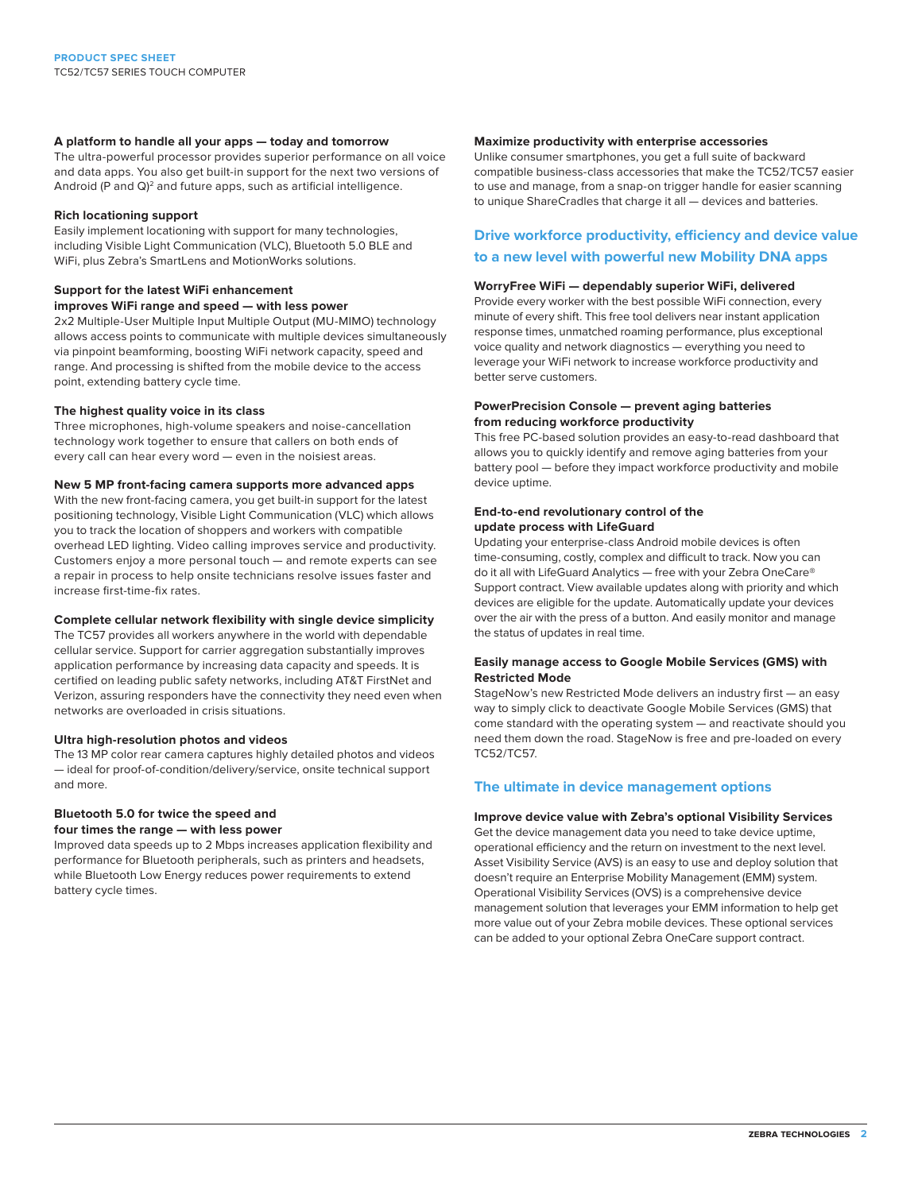### A platform to handle all your apps — today and tomorrow

The ultra-powerful processor provides superior performance on all voice and data apps. You also get built-in support for the next two versions of Android (P and Q)[2] and future apps, such as artificial intelligence.

### Rich locationing support

Easily implement locationing with support for many technologies, including Visible Light Communication (VLC), Bluetooth 5.0 BLE and WiFi, plus Zebra's SmartLens and MotionWorks solutions.

### Support for the latest WiFi enhancement improves WiFi range and speed — with less power

2x2 Multiple-User Multiple Input Multiple Output (MU-MIMO) technology allows access points to communicate with multiple devices simultaneously via pinpoint beamforming, boosting WiFi network capacity, speed and range. And processing is shifted from the mobile device to the access point, extending battery cycle time.

### The highest quality voice in its class

Three microphones, high-volume speakers and noise-cancellation technology work together to ensure that callers on both ends of every call can hear every word — even in the noisiest areas.

### New 5 MP front-facing camera supports more advanced apps

With the new front-facing camera, you get built-in support for the latest positioning technology, Visible Light Communication (VLC) which allows you to track the location of shoppers and workers with compatible overhead LED lighting. Video calling improves service and productivity. Customers enjoy a more personal touch — and remote experts can see a repair in process to help onsite technicians resolve issues faster and increase first-time-fix rates.

### Complete cellular network flexibility with single device simplicity

The TC57 provides all workers anywhere in the world with dependable cellular service. Support for carrier aggregation substantially improves application performance by increasing data capacity and speeds. It is certified on leading public safety networks, including AT&T FirstNet and Verizon, assuring responders have the connectivity they need even when networks are overloaded in crisis situations.

### Ultra high-resolution photos and videos

The 13 MP color rear camera captures highly detailed photos and videos — ideal for proof-of-condition/delivery/service, onsite technical support and more.

### Bluetooth 5.0 for twice the speed and four times the range — with less power

Improved data speeds up to 2 Mbps increases application flexibility and performance for Bluetooth peripherals, such as printers and headsets, while Bluetooth Low Energy reduces power requirements to extend battery cycle times.

### Maximize productivity with enterprise accessories

Unlike consumer smartphones, you get a full suite of backward compatible business-class accessories that make the TC52/TC57 easier to use and manage, from a snap-on trigger handle for easier scanning to unique ShareCradles that charge it all — devices and batteries.

## Drive workforce productivity, efficiency and device value to a new level with powerful new Mobility DNA apps

### WorryFree WiFi — dependably superior WiFi, delivered

Provide every worker with the best possible WiFi connection, every minute of every shift. This free tool delivers near instant application response times, unmatched roaming performance, plus exceptional voice quality and network diagnostics — everything you need to leverage your WiFi network to increase workforce productivity and better serve customers.

### PowerPrecision Console — prevent aging batteries from reducing workforce productivity

This free PC-based solution provides an easy-to-read dashboard that allows you to quickly identify and remove aging batteries from your battery pool — before they impact workforce productivity and mobile device uptime.

### End-to-end revolutionary control of the update process with LifeGuard

Updating your enterprise-class Android mobile devices is often time-consuming, costly, complex and difficult to track. Now you can do it all with LifeGuard Analytics — free with your Zebra OneCare® Support contract. View available updates along with priority and which devices are eligible for the update. Automatically update your devices over the air with the press of a button. And easily monitor and manage the status of updates in real time.

### Easily manage access to Google Mobile Services (GMS) with Restricted Mode

StageNow's new Restricted Mode delivers an industry first — an easy way to simply click to deactivate Google Mobile Services (GMS) that come standard with the operating system — and reactivate should you need them down the road. StageNow is free and pre-loaded on every TC52/TC57.

## The ultimate in device management options

### Improve device value with Zebra's optional Visibility Services

Get the device management data you need to take device uptime, operational efficiency and the return on investment to the next level. Asset Visibility Service (AVS) is an easy to use and deploy solution that doesn't require an Enterprise Mobility Management (EMM) system. Operational Visibility Services (OVS) is a comprehensive device management solution that leverages your EMM information to help get more value out of your Zebra mobile devices. These optional services can be added to your optional Zebra OneCare support contract.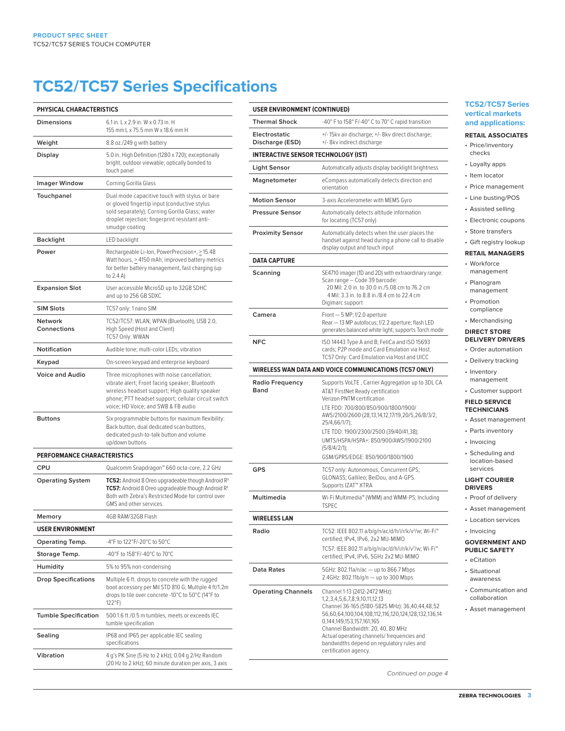# TC52/TC57 Series Specifications

| PHYSICAL CHARACTERISTICS | |
|---|---|
| Dimensions | 6.1 in. L x 2.9 in. W x 0.73 in. H<br>155 mm L x 75.5 mm W x 18.6 mm H |
| Weight | 8.8 oz./249 g with battery |
| Display | 5.0 in. High Definition (1280 x 720); exceptionally bright, outdoor viewable; optically bonded to touch panel |
| Imager Window | Corning Gorilla Glass |
| Touchpanel | Dual mode capacitive touch with stylus or bare or gloved fingertip input (conductive stylus sold separately); Corning Gorilla Glass; water droplet rejection; fingerprint resistant anti-smudge coating |
| Backlight | LED backlight |
| Power | Rechargeable Li-Ion, PowerPrecision+, ≥ 15.48 Watt hours, ≥ 4150 mAh, improved battery metrics for better battery management, fast charging (up to 2.4 A) |
| Expansion Slot | User accessible MicroSD up to 32GB SDHC and up to 256 GB SDXC |
| SIM Slots | TC57 only: 1 nano SIM |
| Network Connections | TC52/TC57: WLAN, WPAN (Bluetooth), USB 2.0, High Speed (Host and Client)<br>TC57 Only: WWAN |
| Notification | Audible tone; multi-color LEDs; vibration |
| Keypad | On-screen keypad and enterprise keyboard |
| Voice and Audio | Three microphones with noise cancellation; vibrate alert; Front facing speaker; Bluetooth wireless headset support; High quality speaker phone; PTT headset support; cellular circuit switch voice; HD Voice; and SWB & FB audio |
| Buttons | Six programmable buttons for maximum flexibility: Back button, dual dedicated scan buttons, dedicated push-to-talk button and volume up/down buttons |

| PERFORMANCE CHARACTERISTICS | |
|---|---|
| CPU | Qualcomm Snapdragon™ 660 octa-core, 2.2 GHz |
| Operating System | **TC52:** Android 8 Oreo upgradeable though Android R[1]<br>**TC57:** Android 8 Oreo upgradeable though Android R[1]<br>Both with Zebra's Restricted Mode for control over GMS and other services. |
| Memory | 4GB RAM/32GB Flash |

| USER ENVIRONMENT | |
|---|---|
| Operating Temp. | -4°F to 122°F/-20°C to 50°C |
| Storage Temp. | -40°F to 158°F/-40°C to 70°C |
| Humidity | 5% to 95% non-condensing |
| Drop Specifications | Multiple 6 ft. drops to concrete with the rugged boot accessory per Mil STD 810 G; Multiple 4 ft/1.2m drops to tile over concrete -10°C to 50°C (14°F to 122°F) |
| Tumble Specification | 500 1.6 ft./0.5 m tumbles, meets or exceeds IEC tumble specification |
| Sealing | IP68 and IP65 per applicable IEC sealing specifications |
| Vibration | 4 g's PK Sine (5 Hz to 2 kHz); 0.04 g 2/Hz Random (20 Hz to 2 kHz); 60 minute duration per axis, 3 axis |

| USER ENVIRONMENT (CONTINUED) | |
|---|---|
| Thermal Shock | -40° F to 158° F/-40° C to 70° C rapid transition |
| Electrostatic Discharge (ESD) | +/-15kv air discharge; +/- 8kv direct discharge; +/- 8kv indirect discharge |

| INTERACTIVE SENSOR TECHNOLOGY (IST) | |
|---|---|
| Light Sensor | Automatically adjusts display backlight brightness |
| Magnetometer | eCompass automatically detects direction and orientation |
| Motion Sensor | 3-axis Accelerometer with MEMS Gyro |
| Pressure Sensor | Automatically detects altitude information for locating (TC57 only) |
| Proximity Sensor | Automatically detects when the user places the handset against head during a phone call to disable display output and touch input |

| DATA CAPTURE | |
|---|---|
| Scanning | SE4710 imager (1D and 2D) with extraordinary range: Scan range – Code 39 barcode:<br>20 Mil: 2.0 in. to 30.0 in./5.08 cm to 76.2 cm<br>4 Mil: 3.3 in. to 8.8 in./8.4 cm to 22.4 cm<br>Digimarc support |
| Camera | Front — 5 MP; f/2.0 aperture<br>Rear — 13 MP autofocus; f/2.2 aperture; flash LED generates balanced white light; supports Torch mode |
| NFC | ISO 14443 Type A and B; FeliCa and ISO 15693 cards; P2P mode and Card Emulation via Host. TC57 Only: Card Emulation via Host and UICC |

| WIRELESS WAN DATA AND VOICE COMMUNICATIONS (TC57 ONLY) | |
|---|---|
| Radio Frequency Band | Supports VoLTE , Carrier Aggregation up to 3DL CA<br>AT&T FirstNet Ready certification<br>Verizon PNTM certification<br>LTE FDD: 700/800/850/900/1800/1900/AWS/2100/2600 (28,13,14,12,17/19,20/5,26/8/3/2, 25/4,66/1/7);<br>LTE TDD: 1900/2300/2500 (39/40/41,38);<br>UMTS/HSPA/HSPA+: 850/900/AWS/1900/2100 (5/8/4/2/1);<br>GSM/GPRS/EDGE: 850/900/1800/1900 |
| GPS | TC57 only: Autonomous, Concurrent GPS; GLONASS; Gallileo; BeiDou, and A-GPS. Supports IZAT™ XTRA |
| Multimedia | Wi-Fi Multimedia™ (WMM) and WMM-PS; Including TSPEC |

| WIRELESS LAN | |
|---|---|
| Radio | TC52: IEEE 802.11 a/b/g/n/ac/d/h/i/r/k/v[3]/w; Wi-Fi™ certified; IPv4, IPv6, 2x2 MU-MIMO<br>TC57: IEEE 802.11 a/b/g/n/ac/d/h/i/r/k/v[3]/w; Wi-Fi™ certified; IPv4, IPv6, 5GHz 2x2 MU-MIMO |
| Data Rates | 5GHz: 802.11a/n/ac — up to 866.7 Mbps<br>2.4GHz: 802.11b/g/n — up to 300 Mbps |
| Operating Channels | Channel 1-13 (2412-2472 MHz): 1,2,3,4,5,6,7,8,9,10,11,12,13<br>Channel 36-165 (5180-5825 MHz): 36,40,44,48,52 56,60,64,100,104,108,112,116,120,124,128,132,136,140,144,149,153,157,161,165<br>Channel Bandwidth: 20, 40, 80 MHz<br>Actual operating channels/ frequencies and bandwidths depend on regulatory rules and certification agency. |

*Continued on page 4*

## TC52/TC57 Series vertical markets and applications:

### RETAIL ASSOCIATES
- Price/inventory checks
- Loyalty apps
- Item locator
- Price management
- Line busting/POS
- Assisted selling
- Electronic coupons
- Store transfers
- Gift registry lookup

### RETAIL MANAGERS
- Workforce management
- Planogram management
- Promotion compliance
- Merchandising

### DIRECT STORE DELIVERY DRIVERS
- Order automatiion
- Delivery tracking
- Inventory management
- Customer support

### FIELD SERVICE TECHNICIANS
- Asset management
- Parts inventory
- Invoicing
- Scheduling and location-based services

### LIGHT COURIER DRIVERS
- Proof of delivery
- Asset management
- Location services
- Invoicing

### GOVERNMENT AND PUBLIC SAFETY
- eCitation
- Situational awareness
- Communication and collaboration
- Asset management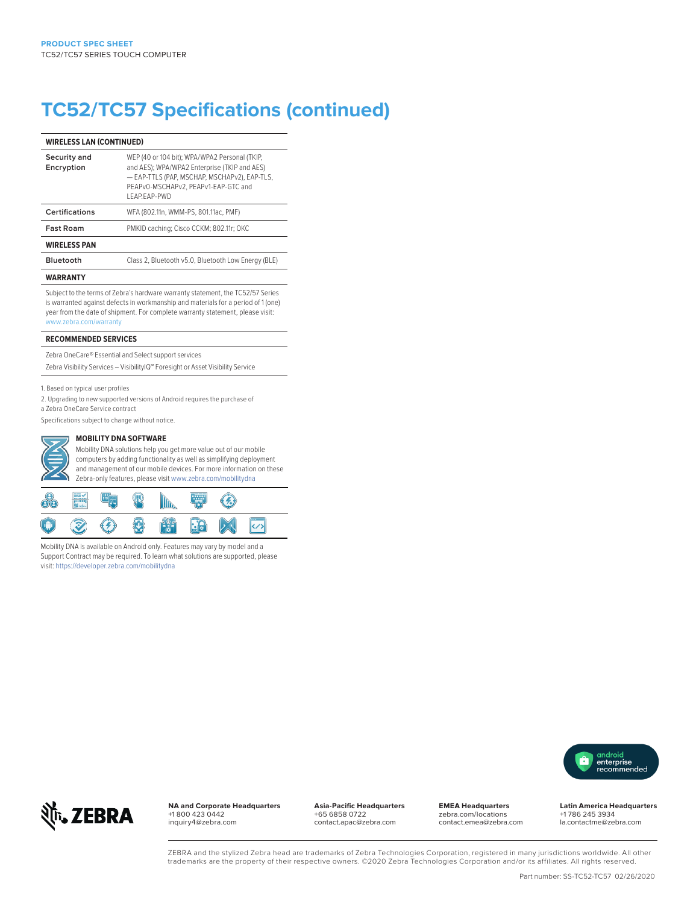# TC52/TC57 Specifications (continued)

| WIRELESS LAN (CONTINUED) | |
|---|---|
| Security and Encryption | WEP (40 or 104 bit); WPA/WPA2 Personal (TKIP, and AES); WPA/WPA2 Enterprise (TKIP and AES) — EAP-TTLS (PAP, MSCHAP, MSCHAPv2), EAP-TLS, PEAPv0-MSCHAPv2, PEAPv1-EAP-GTC and LEAP.EAP-PWD |
| Certifications | WFA (802.11n, WMM-PS, 801.11ac, PMF) |
| Fast Roam | PMKID caching; Cisco CCKM; 802.11r; OKC |
| **WIRELESS PAN** | |
| Bluetooth | Class 2, Bluetooth v5.0, Bluetooth Low Energy (BLE) |

**WARRANTY**

Subject to the terms of Zebra's hardware warranty statement, the TC52/57 Series is warranted against defects in workmanship and materials for a period of 1 (one) year from the date of shipment. For complete warranty statement, please visit: www.zebra.com/warranty

**RECOMMENDED SERVICES**

Zebra OneCare® Essential and Select support services

Zebra Visibility Services – VisibilityIQ™ Foresight or Asset Visibility Service

1. Based on typical user profiles
2. Upgrading to new supported versions of Android requires the purchase of a Zebra OneCare Service contract

Specifications subject to change without notice.

**MOBILITY DNA SOFTWARE**

Mobility DNA solutions help you get more value out of our mobile computers by adding functionality as well as simplifying deployment and management of our mobile devices. For more information on these Zebra-only features, please visit www.zebra.com/mobilitydna

Mobility DNA is available on Android only. Features may vary by model and a Support Contract may be required. To learn what solutions are supported, please visit: https://developer.zebra.com/mobilitydna

android enterprise recommended

**NA and Corporate Headquarters**
+1 800 423 0442
inquiry4@zebra.com

**Asia-Pacific Headquarters**
+65 6858 0722
contact.apac@zebra.com

**EMEA Headquarters**
zebra.com/locations
contact.emea@zebra.com

**Latin America Headquarters**
+1 786 245 3934
la.contactme@zebra.com

ZEBRA and the stylized Zebra head are trademarks of Zebra Technologies Corporation, registered in many jurisdictions worldwide. All other trademarks are the property of their respective owners. ©2020 Zebra Technologies Corporation and/or its affiliates. All rights reserved.

Part number: SS-TC52-TC57 02/26/2020